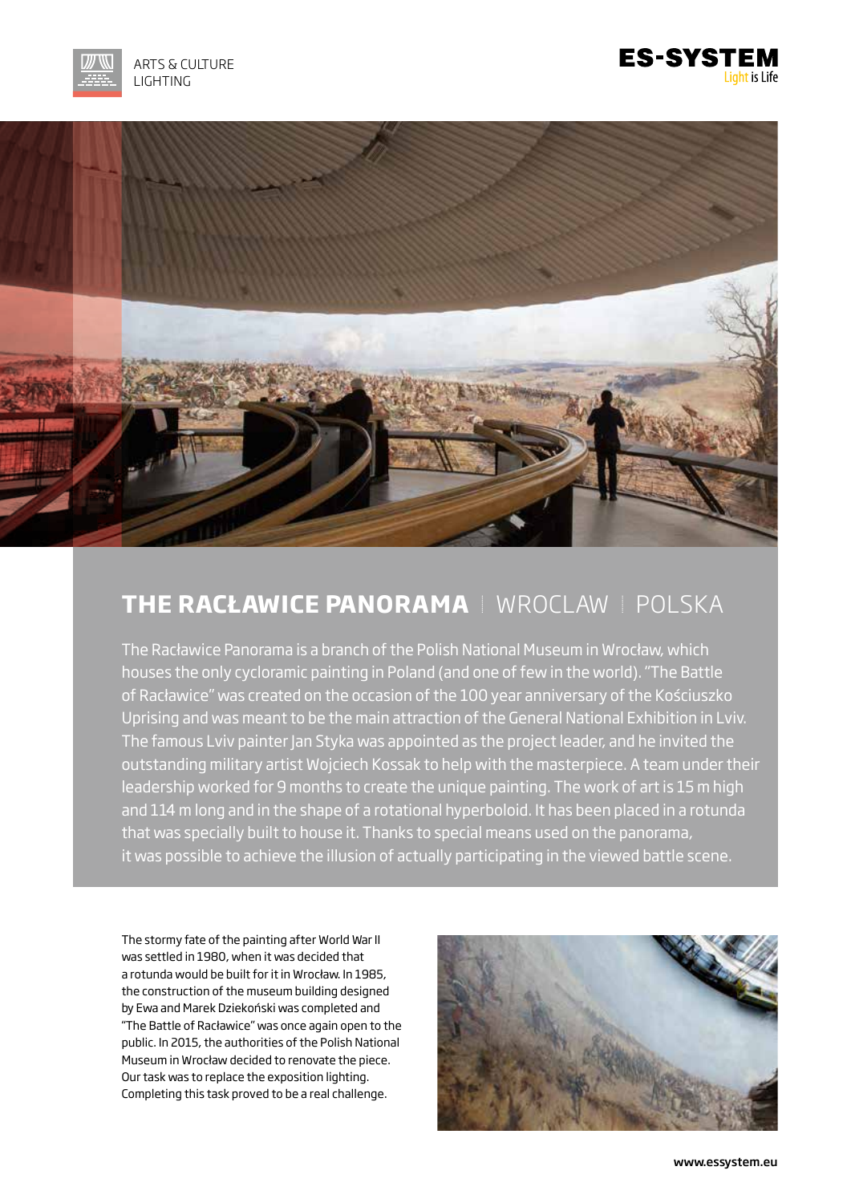ARTS & CULTURE LIGHTING

ES-SYSTEM
Light is Life

# THE RACŁAWICE PANORAMA | WROCLAW | POLSKA

The Racławice Panorama is a branch of the Polish National Museum in Wrocław, which houses the only cycloramic painting in Poland (and one of few in the world). "The Battle of Racławice" was created on the occasion of the 100 year anniversary of the Kościuszko Uprising and was meant to be the main attraction of the General National Exhibition in Lviv. The famous Lviv painter Jan Styka was appointed as the project leader, and he invited the outstanding military artist Wojciech Kossak to help with the masterpiece. A team under their leadership worked for 9 months to create the unique painting. The work of art is 15 m high and 114 m long and in the shape of a rotational hyperboloid. It has been placed in a rotunda that was specially built to house it. Thanks to special means used on the panorama, it was possible to achieve the illusion of actually participating in the viewed battle scene.

The stormy fate of the painting after World War II was settled in 1980, when it was decided that a rotunda would be built for it in Wrocław. In 1985, the construction of the museum building designed by Ewa and Marek Dziekoński was completed and "The Battle of Racławice" was once again open to the public. In 2015, the authorities of the Polish National Museum in Wrocław decided to renovate the piece. Our task was to replace the exposition lighting. Completing this task proved to be a real challenge.

www.essystem.eu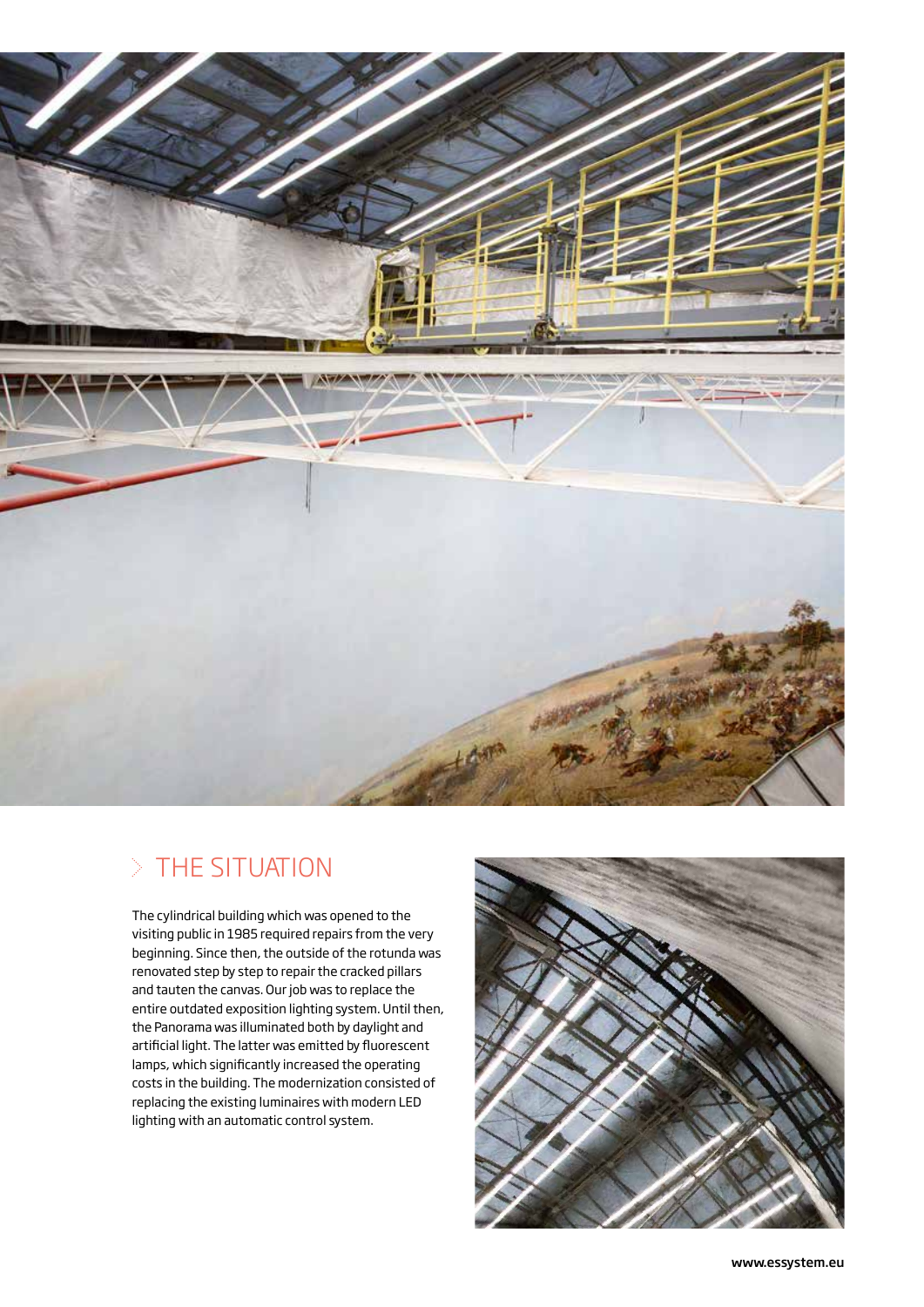## THE SITUATION

The cylindrical building which was opened to the visiting public in 1985 required repairs from the very beginning. Since then, the outside of the rotunda was renovated step by step to repair the cracked pillars and tauten the canvas. Our job was to replace the entire outdated exposition lighting system. Until then, the Panorama was illuminated both by daylight and artificial light. The latter was emitted by fluorescent lamps, which significantly increased the operating costs in the building. The modernization consisted of replacing the existing luminaires with modern LED lighting with an automatic control system.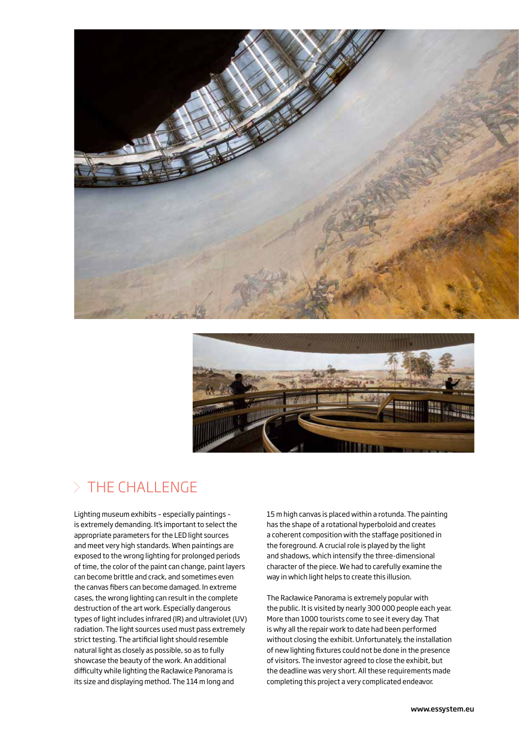## THE CHALLENGE

Lighting museum exhibits – especially paintings – is extremely demanding. It's important to select the appropriate parameters for the LED light sources and meet very high standards. When paintings are exposed to the wrong lighting for prolonged periods of time, the color of the paint can change, paint layers can become brittle and crack, and sometimes even the canvas fibers can become damaged. In extreme cases, the wrong lighting can result in the complete destruction of the art work. Especially dangerous types of light includes infrared (IR) and ultraviolet (UV) radiation. The light sources used must pass extremely strict testing. The artificial light should resemble natural light as closely as possible, so as to fully showcase the beauty of the work. An additional difficulty while lighting the Racławice Panorama is its size and displaying method. The 114 m long and 15 m high canvas is placed within a rotunda. The painting has the shape of a rotational hyperboloid and creates a coherent composition with the staffage positioned in the foreground. A crucial role is played by the light and shadows, which intensify the three-dimensional character of the piece. We had to carefully examine the way in which light helps to create this illusion.

The Racławice Panorama is extremely popular with the public. It is visited by nearly 300 000 people each year. More than 1000 tourists come to see it every day. That is why all the repair work to date had been performed without closing the exhibit. Unfortunately, the installation of new lighting fixtures could not be done in the presence of visitors. The investor agreed to close the exhibit, but the deadline was very short. All these requirements made completing this project a very complicated endeavor.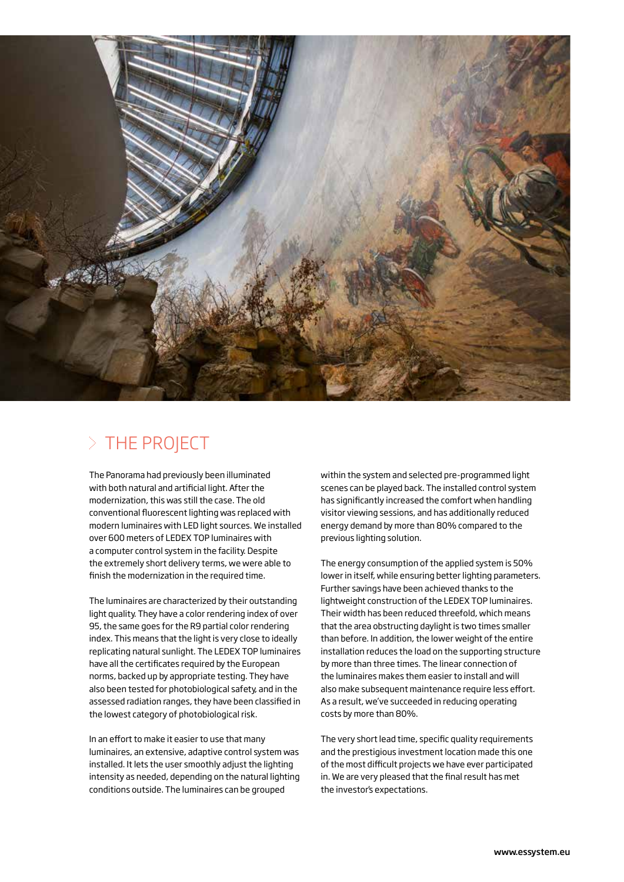## THE PROJECT

The Panorama had previously been illuminated with both natural and artificial light. After the modernization, this was still the case. The old conventional fluorescent lighting was replaced with modern luminaires with LED light sources. We installed over 600 meters of LEDEX TOP luminaires with a computer control system in the facility. Despite the extremely short delivery terms, we were able to finish the modernization in the required time.

The luminaires are characterized by their outstanding light quality. They have a color rendering index of over 95, the same goes for the R9 partial color rendering index. This means that the light is very close to ideally replicating natural sunlight. The LEDEX TOP luminaires have all the certificates required by the European norms, backed up by appropriate testing. They have also been tested for photobiological safety, and in the assessed radiation ranges, they have been classified in the lowest category of photobiological risk.

In an effort to make it easier to use that many luminaires, an extensive, adaptive control system was installed. It lets the user smoothly adjust the lighting intensity as needed, depending on the natural lighting conditions outside. The luminaires can be grouped within the system and selected pre-programmed light scenes can be played back. The installed control system has significantly increased the comfort when handling visitor viewing sessions, and has additionally reduced energy demand by more than 80% compared to the previous lighting solution.

The energy consumption of the applied system is 50% lower in itself, while ensuring better lighting parameters. Further savings have been achieved thanks to the lightweight construction of the LEDEX TOP luminaires. Their width has been reduced threefold, which means that the area obstructing daylight is two times smaller than before. In addition, the lower weight of the entire installation reduces the load on the supporting structure by more than three times. The linear connection of the luminaires makes them easier to install and will also make subsequent maintenance require less effort. As a result, we've succeeded in reducing operating costs by more than 80%.

The very short lead time, specific quality requirements and the prestigious investment location made this one of the most difficult projects we have ever participated in. We are very pleased that the final result has met the investor's expectations.

www.essystem.eu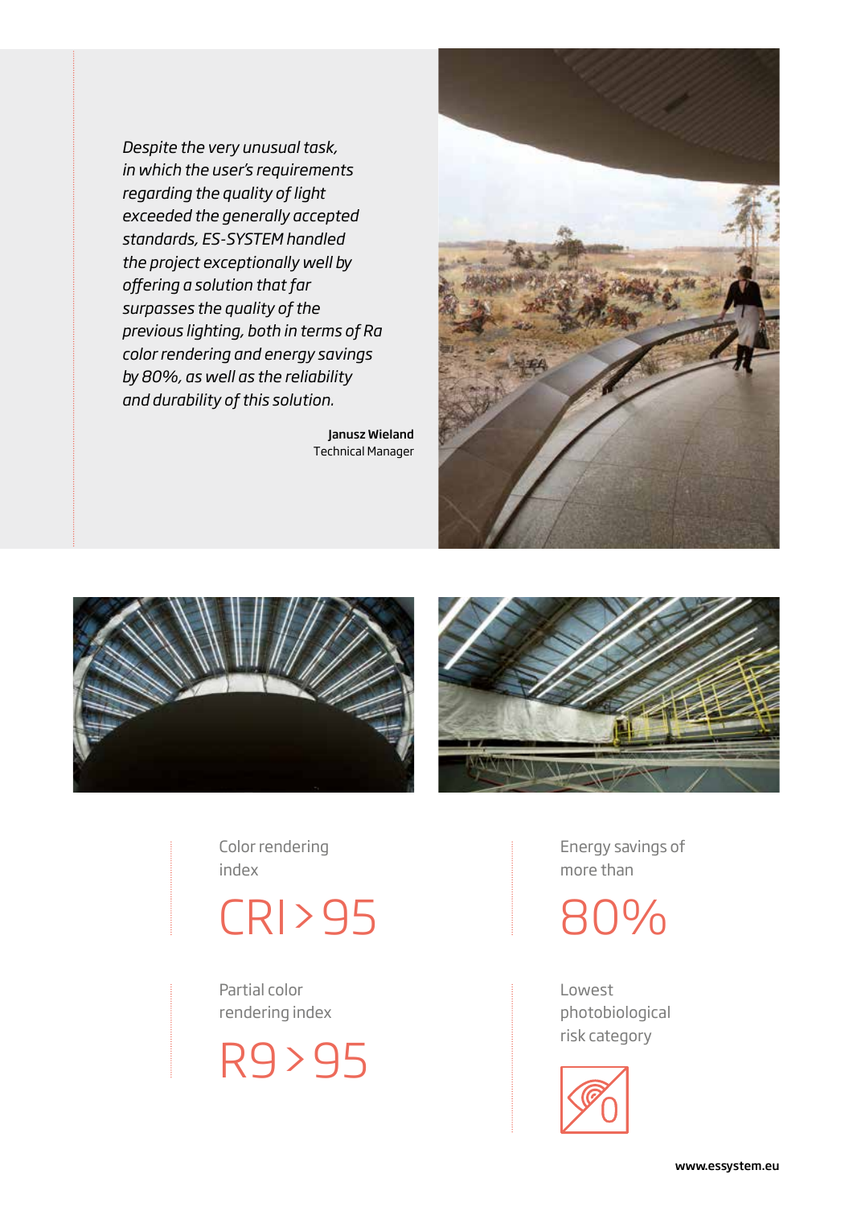*Despite the very unusual task, in which the user's requirements regarding the quality of light exceeded the generally accepted standards, ES-SYSTEM handled the project exceptionally well by offering a solution that far surpasses the quality of the previous lighting, both in terms of Ra color rendering and energy savings by 80%, as well as the reliability and durability of this solution.*

**Janusz Wieland**
Technical Manager

Color rendering index

CRI > 95

Energy savings of more than

80%

Partial color rendering index

R9 > 95

Lowest photobiological risk category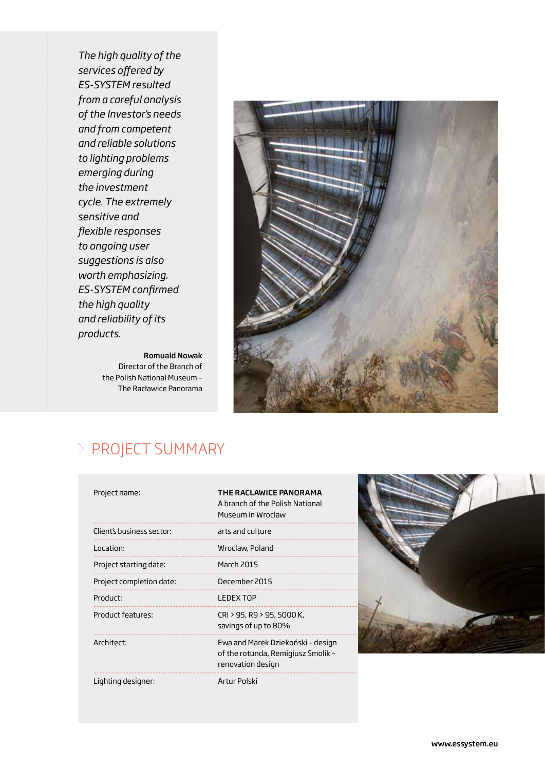*The high quality of the services offered by ES-SYSTEM resulted from a careful analysis of the Investor's needs and from competent and reliable solutions to lighting problems emerging during the investment cycle. The extremely sensitive and flexible responses to ongoing user suggestions is also worth emphasizing. ES-SYSTEM confirmed the high quality and reliability of its products.*

**Romuald Nowak**
Director of the Branch of the Polish National Museum – The Racławice Panorama

## PROJECT SUMMARY

| | |
|---|---|
| Project name: | **THE RACŁAWICE PANORAMA** A branch of the Polish National Museum in Wroclaw |
| Client's business sector: | arts and culture |
| Location: | Wroclaw, Poland |
| Project starting date: | March 2015 |
| Project completion date: | December 2015 |
| Product: | LEDEX TOP |
| Product features: | CRI > 95, R9 > 95, 5000 K, savings of up to 80% |
| Architect: | Ewa and Marek Dziekoński – design of the rotunda, Remigiusz Smolik – renovation design |
| Lighting designer: | Artur Polski |

www.essystem.eu